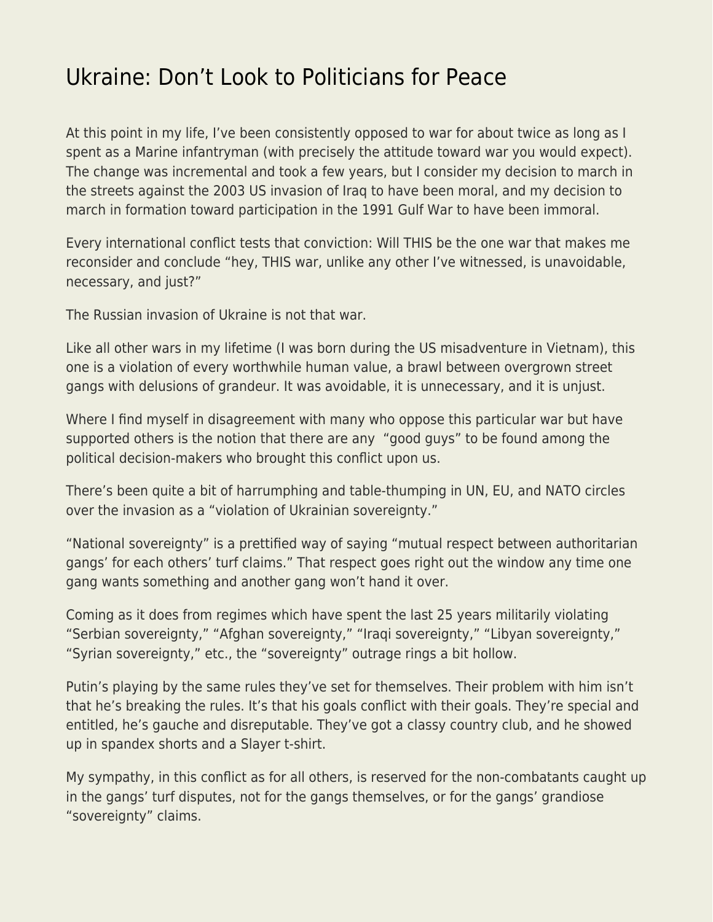# Ukraine: Don't Look to Politicians for Peace

At this point in my life, I've been consistently opposed to war for about twice as long as I spent as a Marine infantryman (with precisely the attitude toward war you would expect). The change was incremental and took a few years, but I consider my decision to march in the streets against the 2003 US invasion of Iraq to have been moral, and my decision to march in formation toward participation in the 1991 Gulf War to have been immoral.

Every international conflict tests that conviction: Will THIS be the one war that makes me reconsider and conclude "hey, THIS war, unlike any other I've witnessed, is unavoidable, necessary, and just?"

The Russian invasion of Ukraine is not that war.

Like all other wars in my lifetime (I was born during the US misadventure in Vietnam), this one is a violation of every worthwhile human value, a brawl between overgrown street gangs with delusions of grandeur. It was avoidable, it is unnecessary, and it is unjust.

Where I find myself in disagreement with many who oppose this particular war but have supported others is the notion that there are any "good guys" to be found among the political decision-makers who brought this conflict upon us.

There's been quite a bit of harrumphing and table-thumping in UN, EU, and NATO circles over the invasion as a "violation of Ukrainian sovereignty."

"National sovereignty" is a prettified way of saying "mutual respect between authoritarian gangs' for each others' turf claims." That respect goes right out the window any time one gang wants something and another gang won't hand it over.

Coming as it does from regimes which have spent the last 25 years militarily violating "Serbian sovereignty," "Afghan sovereignty," "Iraqi sovereignty," "Libyan sovereignty," "Syrian sovereignty," etc., the "sovereignty" outrage rings a bit hollow.

Putin's playing by the same rules they've set for themselves. Their problem with him isn't that he's breaking the rules. It's that his goals conflict with their goals. They're special and entitled, he's gauche and disreputable. They've got a classy country club, and he showed up in spandex shorts and a Slayer t-shirt.

My sympathy, in this conflict as for all others, is reserved for the non-combatants caught up in the gangs' turf disputes, not for the gangs themselves, or for the gangs' grandiose "sovereignty" claims.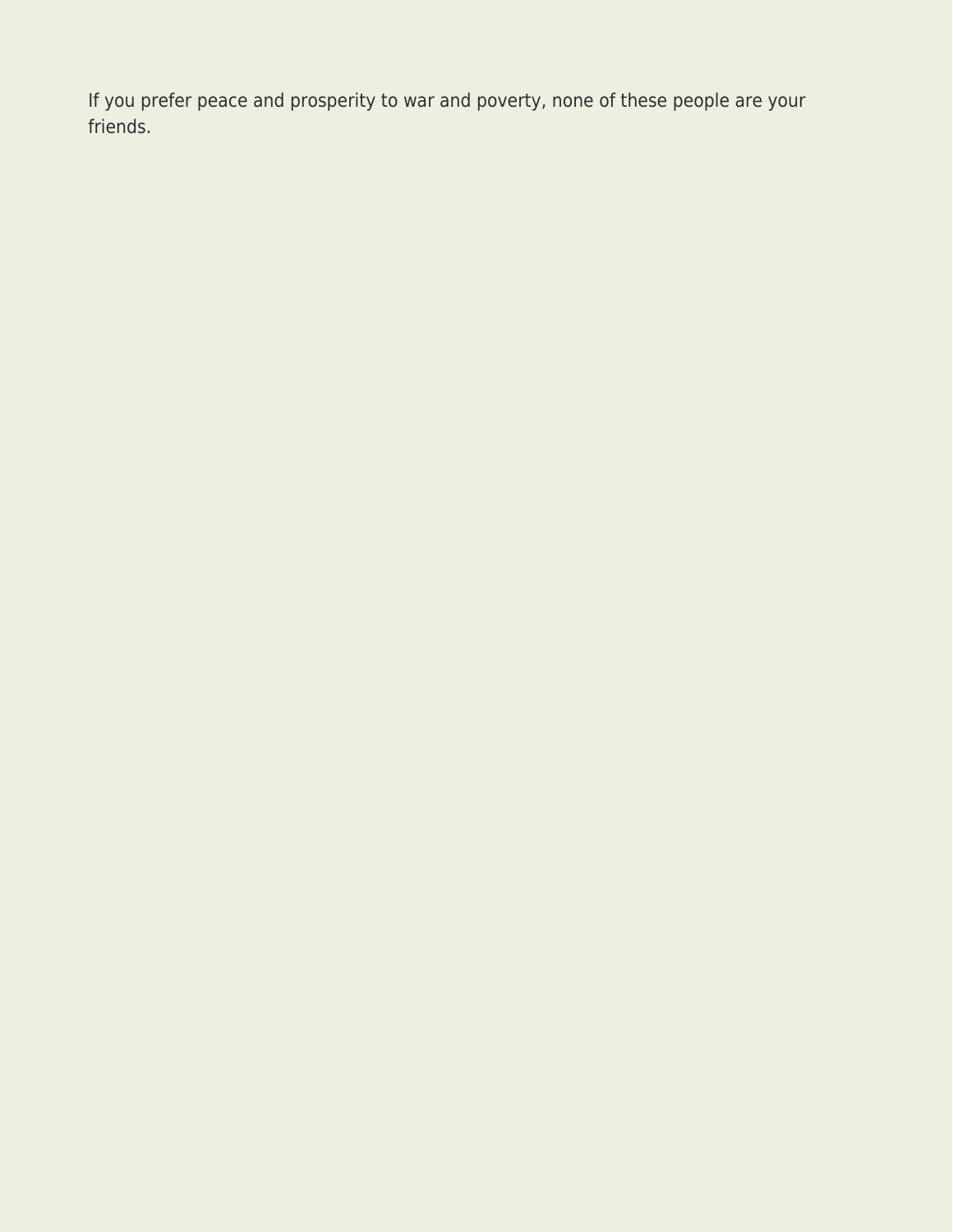If you prefer peace and prosperity to war and poverty, none of these people are your friends.